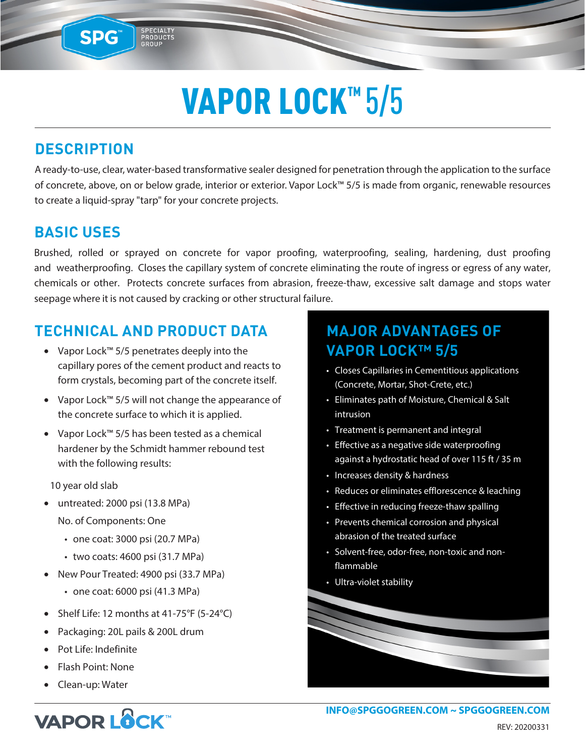# VAPOR LOCK™ 5/5

## DESCRIPTION

A ready-to-use, clear, water-based transformative sealer designed for penetration through the application to the surface of concrete, above, on or below grade, interior or exterior. Vapor Lock™ 5/5 is made from organic, renewable resources to create a liquid-spray "tarp" for your concrete projects.

## BASIC USES

Brushed, rolled or sprayed on concrete for vapor proofing, waterproofing, sealing, hardening, dust proofing and weatherproofing. Closes the capillary system of concrete eliminating the route of ingress or egress of any water, chemicals or other. Protects concrete surfaces from abrasion, freeze-thaw, excessive salt damage and stops water seepage where it is not caused by cracking or other structural failure.

## TECHNICAL AND PRODUCT DATA

- Vapor Lock™ 5/5 penetrates deeply into the capillary pores of the cement product and reacts to form crystals, becoming part of the concrete itself.
- Vapor Lock™ 5/5 will not change the appearance of the concrete surface to which it is applied.
- Vapor Lock™ 5/5 has been tested as a chemical hardener by the Schmidt hammer rebound test with the following results:

10 year old slab

- untreated: 2000 psi (13.8 MPa)

  No. of Components: One

  - one coat: 3000 psi (20.7 MPa)
  - two coats: 4600 psi (31.7 MPa)
- New Pour Treated: 4900 psi (33.7 MPa)
  - one coat: 6000 psi (41.3 MPa)
- Shelf Life: 12 months at 41-75°F (5-24°C)
- Packaging: 20L pails & 200L drum
- Pot Life: Indefinite
- Flash Point: None
- Clean-up: Water

## MAJOR ADVANTAGES OF VAPOR LOCK™ 5/5

- Closes Capillaries in Cementitious applications (Concrete, Mortar, Shot-Crete, etc.)
- Eliminates path of Moisture, Chemical & Salt intrusion
- Treatment is permanent and integral
- Effective as a negative side waterproofing against a hydrostatic head of over 115 ft / 35 m
- Increases density & hardness
- Reduces or eliminates efflorescence & leaching
- Effective in reducing freeze-thaw spalling
- Prevents chemical corrosion and physical abrasion of the treated surface
- Solvent-free, odor-free, non-toxic and non-flammable
- Ultra-violet stability

INFO@SPGGOGREEN.COM ~ SPGGOGREEN.COM

REV: 20200331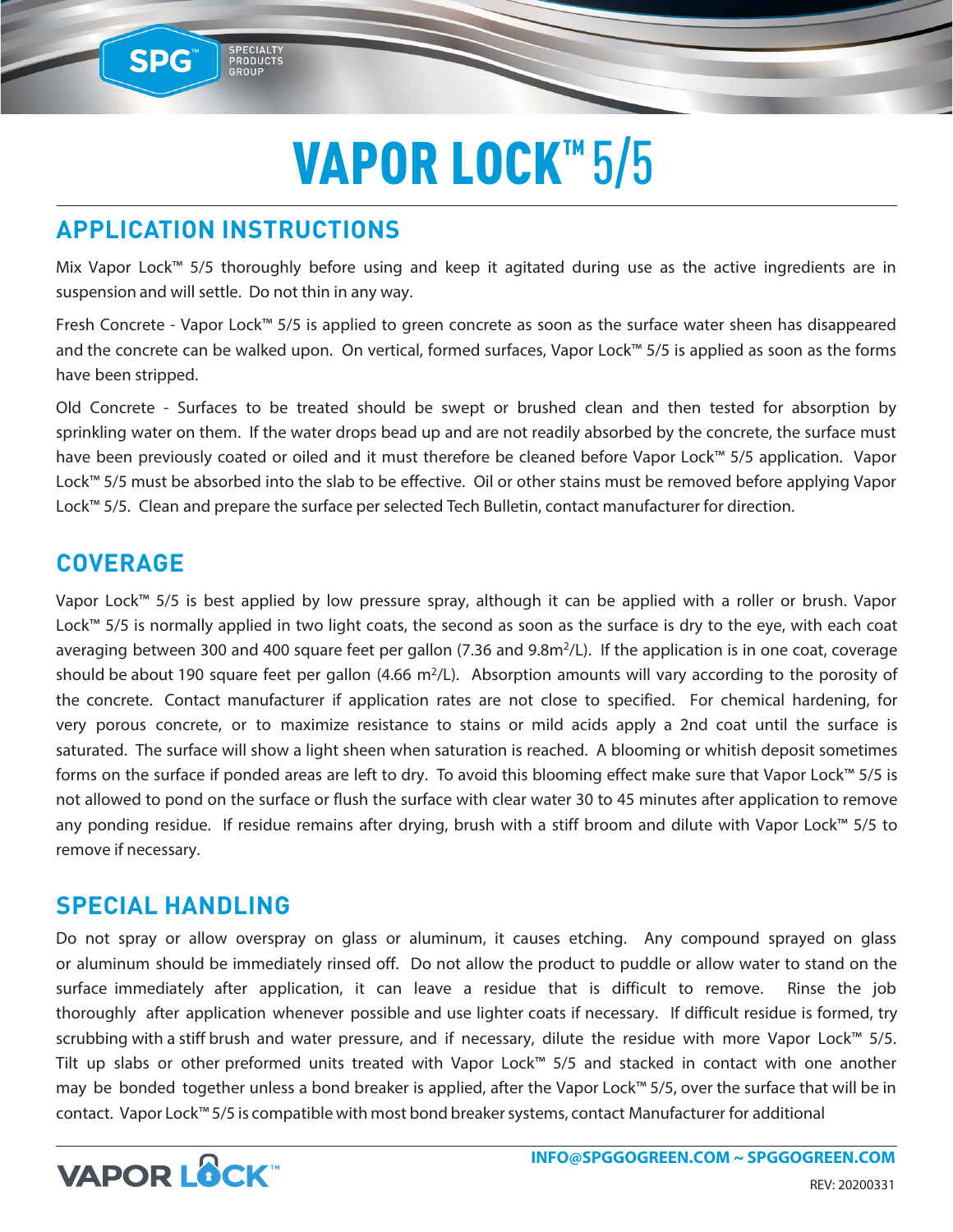# VAPOR LOCK™ 5/5

## APPLICATION INSTRUCTIONS

Mix Vapor Lock™ 5/5 thoroughly before using and keep it agitated during use as the active ingredients are in suspension and will settle. Do not thin in any way.

Fresh Concrete - Vapor Lock™ 5/5 is applied to green concrete as soon as the surface water sheen has disappeared and the concrete can be walked upon. On vertical, formed surfaces, Vapor Lock™ 5/5 is applied as soon as the forms have been stripped.

Old Concrete - Surfaces to be treated should be swept or brushed clean and then tested for absorption by sprinkling water on them. If the water drops bead up and are not readily absorbed by the concrete, the surface must have been previously coated or oiled and it must therefore be cleaned before Vapor Lock™ 5/5 application. Vapor Lock™ 5/5 must be absorbed into the slab to be effective. Oil or other stains must be removed before applying Vapor Lock™ 5/5. Clean and prepare the surface per selected Tech Bulletin, contact manufacturer for direction.

## COVERAGE

Vapor Lock™ 5/5 is best applied by low pressure spray, although it can be applied with a roller or brush. Vapor Lock™ 5/5 is normally applied in two light coats, the second as soon as the surface is dry to the eye, with each coat averaging between 300 and 400 square feet per gallon (7.36 and 9.8$m^2$/L). If the application is in one coat, coverage should be about 190 square feet per gallon (4.66 $m^2$/L). Absorption amounts will vary according to the porosity of the concrete. Contact manufacturer if application rates are not close to specified. For chemical hardening, for very porous concrete, or to maximize resistance to stains or mild acids apply a 2nd coat until the surface is saturated. The surface will show a light sheen when saturation is reached. A blooming or whitish deposit sometimes forms on the surface if ponded areas are left to dry. To avoid this blooming effect make sure that Vapor Lock™ 5/5 is not allowed to pond on the surface or flush the surface with clear water 30 to 45 minutes after application to remove any ponding residue. If residue remains after drying, brush with a stiff broom and dilute with Vapor Lock™ 5/5 to remove if necessary.

## SPECIAL HANDLING

Do not spray or allow overspray on glass or aluminum, it causes etching. Any compound sprayed on glass or aluminum should be immediately rinsed off. Do not allow the product to puddle or allow water to stand on the surface immediately after application, it can leave a residue that is difficult to remove. Rinse the job thoroughly after application whenever possible and use lighter coats if necessary. If difficult residue is formed, try scrubbing with a stiff brush and water pressure, and if necessary, dilute the residue with more Vapor Lock™ 5/5. Tilt up slabs or other preformed units treated with Vapor Lock™ 5/5 and stacked in contact with one another may be bonded together unless a bond breaker is applied, after the Vapor Lock™ 5/5, over the surface that will be in contact. Vapor Lock™ 5/5 is compatible with most bond breaker systems, contact Manufacturer for additional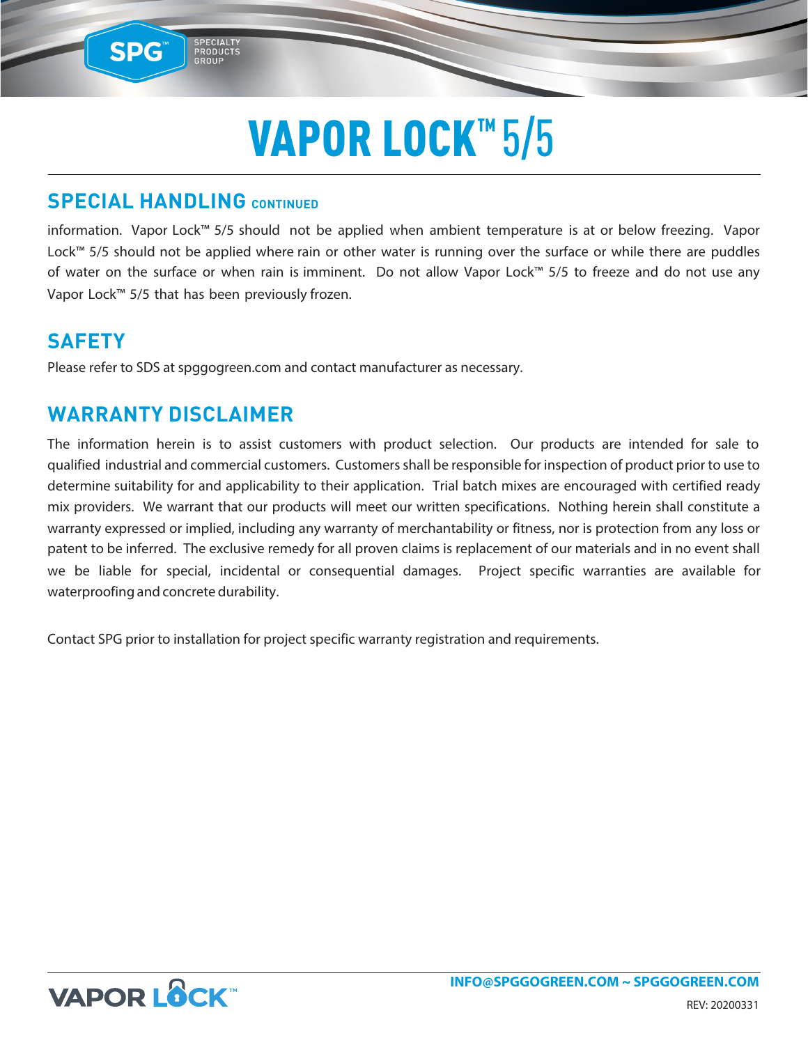# VAPOR LOCK™ 5/5

## SPECIAL HANDLING CONTINUED

information. Vapor Lock™ 5/5 should not be applied when ambient temperature is at or below freezing. Vapor Lock™ 5/5 should not be applied where rain or other water is running over the surface or while there are puddles of water on the surface or when rain is imminent. Do not allow Vapor Lock™ 5/5 to freeze and do not use any Vapor Lock™ 5/5 that has been previously frozen.

## SAFETY

Please refer to SDS at spggogreen.com and contact manufacturer as necessary.

## WARRANTY DISCLAIMER

The information herein is to assist customers with product selection. Our products are intended for sale to qualified industrial and commercial customers. Customers shall be responsible for inspection of product prior to use to determine suitability for and applicability to their application. Trial batch mixes are encouraged with certified ready mix providers. We warrant that our products will meet our written specifications. Nothing herein shall constitute a warranty expressed or implied, including any warranty of merchantability or fitness, nor is protection from any loss or patent to be inferred. The exclusive remedy for all proven claims is replacement of our materials and in no event shall we be liable for special, incidental or consequential damages. Project specific warranties are available for waterproofing and concrete durability.

Contact SPG prior to installation for project specific warranty registration and requirements.

INFO@SPGGOGREEN.COM ~ SPGGOGREEN.COM

REV: 20200331